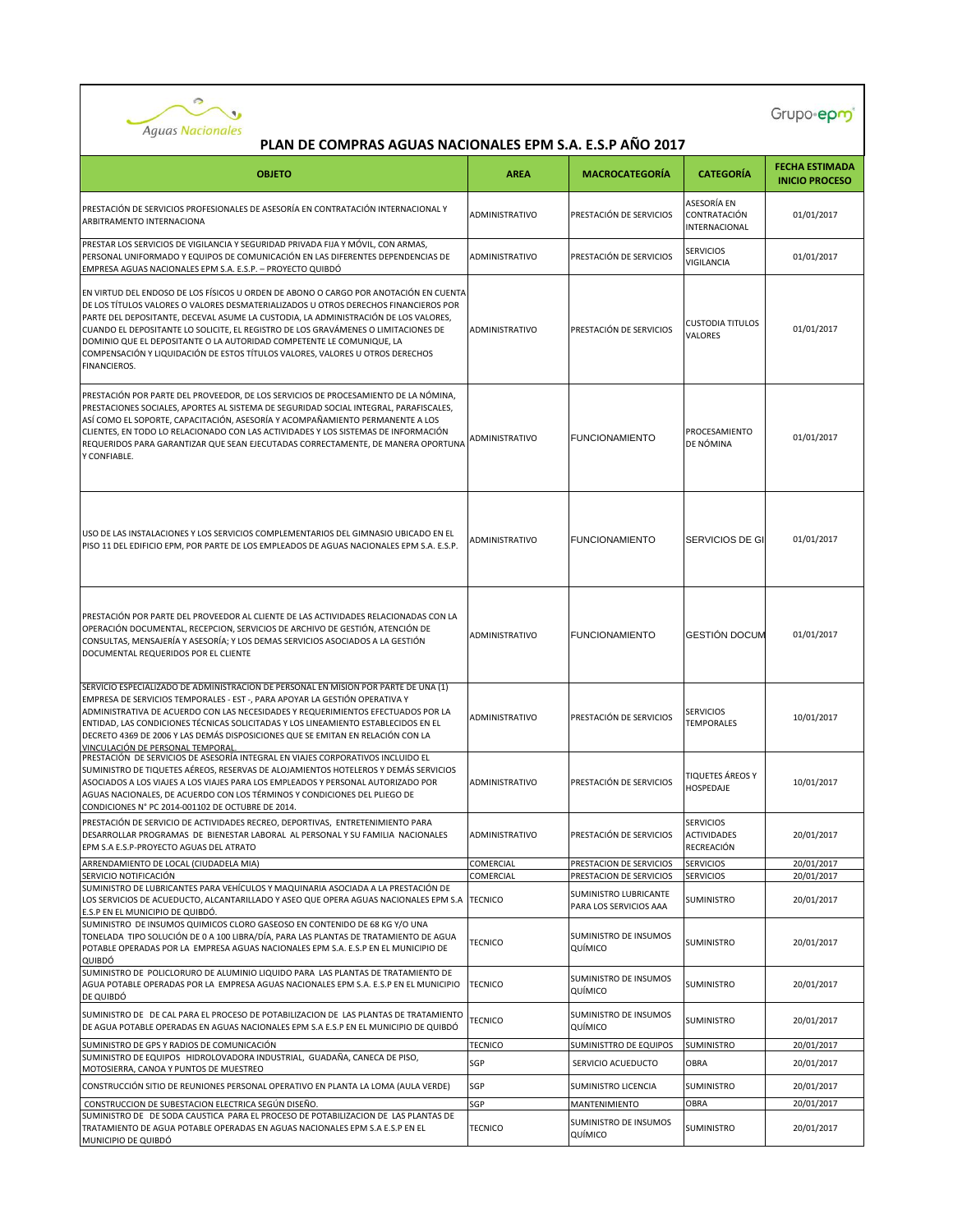Aguas Nacionales

Grupo-epm

# PLAN DE COMPRAS AGUAS NACIONALES EPM S.A. E.S.P AÑO 2017

| OBJETO | AREA | MACROCATEGORÍA | CATEGORÍA | FECHA ESTIMADA INICIO PROCESO |
|---|---|---|---|---|
| PRESTACIÓN DE SERVICIOS PROFESIONALES DE ASESORÍA EN CONTRATACIÓN INTERNACIONAL Y ARBITRAMENTO INTERNACIONA | ADMINISTRATIVO | PRESTACIÓN DE SERVICIOS | ASESORÍA EN CONTRATACIÓN INTERNACIONAL | 01/01/2017 |
| PRESTAR LOS SERVICIOS DE VIGILANCIA Y SEGURIDAD PRIVADA FIJA Y MÓVIL, CON ARMAS, PERSONAL UNIFORMADO Y EQUIPOS DE COMUNICACIÓN EN LAS DIFERENTES DEPENDENCIAS DE EMPRESA AGUAS NACIONALES EPM S.A. E.S.P. – PROYECTO QUIBDÓ | ADMINISTRATIVO | PRESTACIÓN DE SERVICIOS | SERVICIOS VIGILANCIA | 01/01/2017 |
| EN VIRTUD DEL ENDOSO DE LOS FÍSICOS U ORDEN DE ABONO O CARGO POR ANOTACIÓN EN CUENTA DE LOS TÍTULOS VALORES O VALORES DESMATERIALIZADOS U OTROS DERECHOS FINANCIEROS POR PARTE DEL DEPOSITANTE, DECEVAL ASUME LA CUSTODIA, LA ADMINISTRACIÓN DE LOS VALORES, CUANDO EL DEPOSITANTE LO SOLICITE, EL REGISTRO DE LOS GRAVÁMENES O LIMITACIONES DE DOMINIO QUE EL DEPOSITANTE O LA AUTORIDAD COMPETENTE LE COMUNIQUE, LA COMPENSACIÓN Y LIQUIDACIÓN DE ESTOS TÍTULOS VALORES, VALORES U OTROS DERECHOS FINANCIEROS. | ADMINISTRATIVO | PRESTACIÓN DE SERVICIOS | CUSTODIA TITULOS VALORES | 01/01/2017 |
| PRESTACIÓN POR PARTE DEL PROVEEDOR, DE LOS SERVICIOS DE PROCESAMIENTO DE LA NÓMINA, PRESTACIONES SOCIALES, APORTES AL SISTEMA DE SEGURIDAD SOCIAL INTEGRAL, PARAFISCALES, ASÍ COMO EL SOPORTE, CAPACITACIÓN, ASESORÍA Y ACOMPAÑAMIENTO PERMANENTE A LOS CLIENTES, EN TODO LO RELACIONADO CON LAS ACTIVIDADES Y LOS SISTEMAS DE INFORMACIÓN REQUERIDOS PARA GARANTIZAR QUE SEAN EJECUTADAS CORRECTAMENTE, DE MANERA OPORTUNA Y CONFIABLE. | ADMINISTRATIVO | FUNCIONAMIENTO | PROCESAMIENTO DE NÓMINA | 01/01/2017 |
| USO DE LAS INSTALACIONES Y LOS SERVICIOS COMPLEMENTARIOS DEL GIMNASIO UBICADO EN EL PISO 11 DEL EDIFICIO EPM, POR PARTE DE LOS EMPLEADOS DE AGUAS NACIONALES EPM S.A. E.S.P. | ADMINISTRATIVO | FUNCIONAMIENTO | SERVICIOS DE GI | 01/01/2017 |
| PRESTACIÓN POR PARTE DEL PROVEEDOR AL CLIENTE DE LAS ACTIVIDADES RELACIONADAS CON LA OPERACIÓN DOCUMENTAL, RECEPCION, SERVICIOS DE ARCHIVO DE GESTIÓN, ATENCIÓN DE CONSULTAS, MENSAJERÍA Y ASESORÍA; Y LOS DEMAS SERVICIOS ASOCIADOS A LA GESTIÓN DOCUMENTAL REQUERIDOS POR EL CLIENTE | ADMINISTRATIVO | FUNCIONAMIENTO | GESTIÓN DOCUM | 01/01/2017 |
| SERVICIO ESPECIALIZADO DE ADMINISTRACION DE PERSONAL EN MISION POR PARTE DE UNA (1) EMPRESA DE SERVICIOS TEMPORALES - EST -, PARA APOYAR LA GESTIÓN OPERATIVA Y ADMINISTRATIVA DE ACUERDO CON LAS NECESIDADES Y REQUERIMIENTOS EFECTUADOS POR LA ENTIDAD, LAS CONDICIONES TÉCNICAS SOLICITADAS Y LOS LINEAMIENTO ESTABLECIDOS EN EL DECRETO 4369 DE 2006 Y LAS DEMÁS DISPOSICIONES QUE SE EMITAN EN RELACIÓN CON LA VINCULACIÓN DE PERSONAL TEMPORAL. | ADMINISTRATIVO | PRESTACIÓN DE SERVICIOS | SERVICIOS TEMPORALES | 10/01/2017 |
| PRESTACIÓN DE SERVICIOS DE ASESORÍA INTEGRAL EN VIAJES CORPORATIVOS INCLUIDO EL SUMINISTRO DE TIQUETES AÉREOS, RESERVAS DE ALOJAMIENTOS HOTELEROS Y DEMÁS SERVICIOS ASOCIADOS A LOS VIAJES A LOS VIAJES PARA LOS EMPLEADOS Y PERSONAL AUTORIZADO POR AGUAS NACIONALES, DE ACUERDO CON LOS TÉRMINOS Y CONDICIONES DEL PLIEGO DE CONDICIONES N° PC 2014-001102 DE OCTUBRE DE 2014. | ADMINISTRATIVO | PRESTACIÓN DE SERVICIOS | TIQUETES ÁREOS Y HOSPEDAJE | 10/01/2017 |
| PRESTACIÓN DE SERVICIO DE ACTIVIDADES RECREO, DEPORTIVAS, ENTRETENIMIENTO PARA DESARROLLAR PROGRAMAS DE BIENESTAR LABORAL AL PERSONAL Y SU FAMILIA NACIONALES EPM S.A E.S.P-PROYECTO AGUAS DEL ATRATO | ADMINISTRATIVO | PRESTACIÓN DE SERVICIOS | SERVICIOS ACTIVIDADES RECREACIÓN | 20/01/2017 |
| ARRENDAMIENTO DE LOCAL (CIUDADELA MIA) | COMERCIAL | PRESTACION DE SERVICIOS | SERVICIOS | 20/01/2017 |
| SERVICIO NOTIFICACIÓN | COMERCIAL | PRESTACION DE SERVICIOS | SERVICIOS | 20/01/2017 |
| SUMINISTRO DE LUBRICANTES PARA VEHÍCULOS Y MAQUINARIA ASOCIADA A LA PRESTACIÓN DE LOS SERVICIOS DE ACUEDUCTO, ALCANTARILLADO Y ASEO QUE OPERA AGUAS NACIONALES EPM S.A E.S.P EN EL MUNICIPIO DE QUIBDÓ. | TECNICO | SUMINISTRO LUBRICANTE PARA LOS SERVICIOS AAA | SUMINISTRO | 20/01/2017 |
| SUMINISTRO DE INSUMOS QUIMICOS CLORO GASEOSO EN CONTENIDO DE 68 KG Y/O UNA TONELADA TIPO SOLUCIÓN DE 0 A 100 LIBRA/DÍA, PARA LAS PLANTAS DE TRATAMIENTO DE AGUA POTABLE OPERADAS POR LA EMPRESA AGUAS NACIONALES EPM S.A. E.S.P EN EL MUNICIPIO DE QUIBDÓ | TECNICO | SUMINISTRO DE INSUMOS QUÍMICO | SUMINISTRO | 20/01/2017 |
| SUMINISTRO DE POLICLORURO DE ALUMINIO LIQUIDO PARA LAS PLANTAS DE TRATAMIENTO DE AGUA POTABLE OPERADAS POR LA EMPRESA AGUAS NACIONALES EPM S.A. E.S.P EN EL MUNICIPIO DE QUIBDÓ | TECNICO | SUMINISTRO DE INSUMOS QUÍMICO | SUMINISTRO | 20/01/2017 |
| SUMINISTRO DE DE CAL PARA EL PROCESO DE POTABILIZACION DE LAS PLANTAS DE TRATAMIENTO DE AGUA POTABLE OPERADAS EN AGUAS NACIONALES EPM S.A E.S.P EN EL MUNICIPIO DE QUIBDÓ | TECNICO | SUMINISTRO DE INSUMOS QUÍMICO | SUMINISTRO | 20/01/2017 |
| SUMINISTRO DE GPS Y RADIOS DE COMUNICACIÓN | TECNICO | SUMINISTTRO DE EQUIPOS | SUMINISTRO | 20/01/2017 |
| SUMINISTRO DE EQUIPOS HIDROLOVADORA INDUSTRIAL, GUADAÑA, CANECA DE PISO, MOTOSIERRA, CANOA Y PUNTOS DE MUESTREO | SGP | SERVICIO ACUEDUCTO | OBRA | 20/01/2017 |
| CONSTRUCCIÓN SITIO DE REUNIONES PERSONAL OPERATIVO EN PLANTA LA LOMA (AULA VERDE) | SGP | SUMINISTRO LICENCIA | SUMINISTRO | 20/01/2017 |
| CONSTRUCCION DE SUBESTACION ELECTRICA SEGÚN DISEÑO. | SGP | MANTENIMIENTO | OBRA | 20/01/2017 |
| SUMINISTRO DE DE SODA CAUSTICA PARA EL PROCESO DE POTABILIZACION DE LAS PLANTAS DE TRATAMIENTO DE AGUA POTABLE OPERADAS EN AGUAS NACIONALES EPM S.A E.S.P EN EL MUNICIPIO DE QUIBDÓ | TECNICO | SUMINISTRO DE INSUMOS QUÍMICO | SUMINISTRO | 20/01/2017 |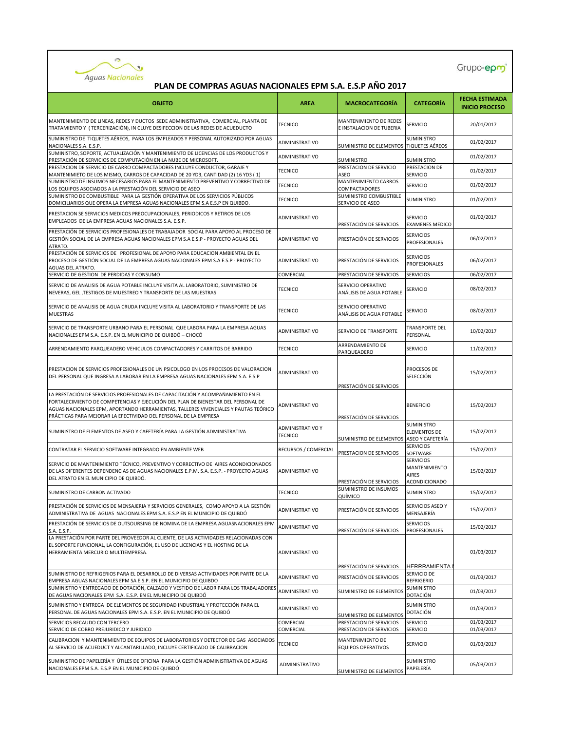# PLAN DE COMPRAS AGUAS NACIONALES EPM S.A. E.S.P AÑO 2017

| OBJETO | AREA | MACROCATEGORÍA | CATEGORÍA | FECHA ESTIMADA INICIO PROCESO |
|---|---|---|---|---|
| MANTENIMIENTO DE LINEAS, REDES Y DUCTOS SEDE ADMINISTRATIVA, COMERCIAL, PLANTA DE TRATAMIENTO Y ( TERCERIZACIÓN), IN CLUYE DESIFECCION DE LAS REDES DE ACUEDUCTO | TECNICO | MANTENIMIENTO DE REDES E INSTALACION DE TUBERIA | SERVICIO | 20/01/2017 |
| SUMINISTRO DE TIQUETES AÉREOS, PARA LOS EMPLEADOS Y PERSONAL AUTORIZADO POR AGUAS NACIONALES S.A. E.S.P. | ADMINISTRATIVO | SUMINISTRO DE ELEMENTOS | SUMINISTRO TIQUETES AÉREOS | 01/02/2017 |
| SUMINISTRO, SOPORTE, ACTUALIZACIÓN Y MANTENIMIENTO DE LICENCIAS DE LOS PRODUCTOS Y PRESTACIÓN DE SERVICIOS DE COMPUTACIÓN EN LA NUBE DE MICROSOFT. | ADMINISTRATIVO | SUMINISTRO | SUMINISTRO | 01/02/2017 |
| PRESTACION DE SERVICIO DE CARRO COMPACTADORES INCLUYE CONDUCTOR, GARAJE Y MANTENIMIETO DE LOS MISMO, CARROS DE CAPACIDAD DE 20 YD3, CANTIDAD (2) 16 YD3 ( 1) | TECNICO | PRESTACION DE SERVICIO ASEO | PRESTACION DE SERVICIO | 01/02/2017 |
| SUMINISTRO DE INSUMOS NECESARIOS PARA EL MANTENIMIENTO PREVENTIVO Y CORRECTIVO DE LOS EQUIPOS ASOCIADOS A LA PRESTACIÓN DEL SERVICIO DE ASEO | TECNICO | MANTENIMIENTO CARROS COMPACTADORES | SERVICIO | 01/02/2017 |
| SUMINISTRO DE COMBUSTIBLE PARA LA GESTIÓN OPERATIVA DE LOS SERVICIOS PÚBLICOS DOMICILIARIOS QUE OPERA LA EMPRESA AGUAS NACIONALES EPM S.A E.S.P EN QUIBDO. | TECNICO | SUMINISTRO COMBUSTIBLE SERVICIO DE ASEO | SUMINISTRO | 01/02/2017 |
| PRESTACION SE SERVICIOS MEDICOS PREOCUPACIONALES, PERIODICOS Y RETIROS DE LOS EMPLEADOS DE LA EMPRESA AGUAS NACIONALES S.A. E.S.P. | ADMINISTRATIVO | PRESTACIÓN DE SERVICIOS | SERVICIO EXAMENES MEDICO | 01/02/2017 |
| PRESTACIÓN DE SERVICIOS PROFESIONALES DE TRABAJADOR SOCIAL PARA APOYO AL PROCESO DE GESTIÓN SOCIAL DE LA EMPRESA AGUAS NACIONALES EPM S.A E.S.P - PROYECTO AGUAS DEL ATRATO. | ADMINISTRATIVO | PRESTACIÓN DE SERVICIOS | SERVICIOS PROFESIONALES | 06/02/2017 |
| PRESTACIÓN DE SERVICIOS DE PROFESIONAL DE APOYO PARA EDUCACION AMBIENTAL EN EL PROCESO DE GESTIÓN SOCIAL DE LA EMPRESA AGUAS NACIONALES EPM S.A E.S.P - PROYECTO AGUAS DEL ATRATO. | ADMINISTRATIVO | PRESTACIÓN DE SERVICIOS | SERVICIOS PROFESIONALES | 06/02/2017 |
| SERVICIO DE GESTION DE PERDIDAS Y CONSUMO | COMERCIAL | PRESTACION DE SERVICIOS | SERVICIOS | 06/02/2017 |
| SERVICIO DE ANALISIS DE AGUA POTABLE INCLUYE VISITA AL LABORATORIO, SUMINISTRO DE NEVERAS, GEL ,TESTIGOS DE MUESTREO Y TRANSPORTE DE LAS MUESTRAS | TECNICO | SERVICIO OPERATIVO ANÁLISIS DE AGUA POTABLE | SERVICIO | 08/02/2017 |
| SERVICIO DE ANALISIS DE AGUA CRUDA INCLUYE VISITA AL LABORATORIO Y TRANSPORTE DE LAS MUESTRAS | TECNICO | SERVICIO OPERATIVO ANÁLISIS DE AGUA POTABLE | SERVICIO | 08/02/2017 |
| SERVICIO DE TRANSPORTE URBANO PARA EL PERSONAL QUE LABORA PARA LA EMPRESA AGUAS NACIONALES EPM S.A. E.S.P. EN EL MUNICIPIO DE QUIBDÓ – CHOCÓ | ADMINISTRATIVO | SERVICIO DE TRANSPORTE | TRANSPORTE DEL PERSONAL | 10/02/2017 |
| ARRENDAMIENTO PARQUEADERO VEHICULOS COMPACTADORES Y CARRITOS DE BARRIDO | TECNICO | ARRENDAMIENTO DE PARQUEADERO | SERVICIO | 11/02/2017 |
| PRESTACION DE SERVICIOS PROFESIONALES DE UN PSICOLOGO EN LOS PROCESOS DE VALORACION DEL PERSONAL QUE INGRESA A LABORAR EN LA EMPRESA AGUAS NACIONALES EPM S.A. E.S.P | ADMINISTRATIVO | PRESTACIÓN DE SERVICIOS | PROCESOS DE SELECCIÓN | 15/02/2017 |
| LA PRESTACIÓN DE SERVICIOS PROFESIONALES DE CAPACITACIÓN Y ACOMPAÑAMIENTO EN EL FORTALECIMIENTO DE COMPETENCIAS Y EJECUCIÓN DEL PLAN DE BIENESTAR DEL PERSONAL DE AGUAS NACIONALES EPM, APORTANDO HERRAMIENTAS, TALLERES VIVENCIALES Y PAUTAS TEÓRICO PRÁCTICAS PARA MEJORAR LA EFECTIVIDAD DEL PERSONAL DE LA EMPRESA | ADMINISTRATIVO | PRESTACIÓN DE SERVICIOS | BENEFICIO | 15/02/2017 |
| SUMINISTRO DE ELEMENTOS DE ASEO Y CAFETERÍA PARA LA GESTIÓN ADMINISTRATIVA | ADMINISTRATIVO Y TECNICO | SUMINISTRO DE ELEMENTOS | SUMINISTRO ELEMENTOS DE ASEO Y CAFETERÍA | 15/02/2017 |
| CONTRATAR EL SERVICIO SOFTWARE INTEGRADO EN AMBIENTE WEB | RECURSOS / COMERCIAL | PRESTACION DE SERVICIOS | SERVICIOS SOFTWARE | 15/02/2017 |
| SERVICIO DE MANTENIMIENTO TÉCNICO, PREVENTIVO Y CORRECTIVO DE AIRES ACONDICIONADOS DE LAS DIFERENTES DEPENDENCIAS DE AGUAS NACIONALES E.P.M. S.A. E.S.P. - PROYECTO AGUAS DEL ATRATO EN EL MUNICIPIO DE QUIBDÓ. | ADMINISTRATIVO | PRESTACIÓN DE SERVICIOS | SERVICIOS MANTENIMIENTO AIRES ACONDICIONADO | 15/02/2017 |
| SUMINISTRO DE CARBON ACTIVADO | TECNICO | SUMINISTRO DE INSUMOS QUÍMICO | SUMINISTRO | 15/02/2017 |
| PRESTACIÓN DE SERVICIOS DE MENSAJERIA Y SERVICIOS GENERALES, COMO APOYO A LA GESTIÓN ADMINISTRATIVA DE AGUAS NACIONALES EPM S.A. E.S.P EN EL MUNICIPIO DE QUIBDÓ | ADMINISTRATIVO | PRESTACIÓN DE SERVICIOS | SERVICIOS ASEO Y MENSAJERÍA | 15/02/2017 |
| PRESTACIÓN DE SERVICIOS DE OUTSOURSING DE NOMINA DE LA EMPRESA AGUASNACIONALES EPM S.A. E.S.P. | ADMINISTRATIVO | PRESTACIÓN DE SERVICIOS | SERVICIOS PROFESIONALES | 15/02/2017 |
| LA PRESTACIÓN POR PARTE DEL PROVEEDOR AL CLIENTE, DE LAS ACTIVIDADES RELACIONADAS CON EL SOPORTE FUNCIONAL, LA CONFIGURACIÓN, EL USO DE LICENCIAS Y EL HOSTING DE LA HERRAMIENTA MERCURIO MULTIEMPRESA. | ADMINISTRATIVO | PRESTACIÓN DE SERVICIOS | HERRRAMIENTA | 01/03/2017 |
| SUMINISTRO DE REFRIGERIOS PARA EL DESARROLLO DE DIVERSAS ACTIVIDADES POR PARTE DE LA EMPRESA AGUAS NACIONALES EPM SA E.S.P. EN EL MUNICIPIO DE QUIBDO | ADMINISTRATIVO | PRESTACIÓN DE SERVICIOS | SERVICIO DE REFRIGERIO | 01/03/2017 |
| SUMINISTRO Y ENTREGADO DE DOTACIÓN, CALZADO Y VESTIDO DE LABOR PARA LOS TRABAJADORES DE AGUAS NACIONALES EPM S.A. E.S.P. EN EL MUNICIPIO DE QUIBDÓ | ADMINISTRATIVO | SUMINISTRO DE ELEMENTOS | SUMINISTRO DOTACIÓN | 01/03/2017 |
| SUMINISTRO Y ENTREGA DE ELEMENTOS DE SEGURIDAD INDUSTRIAL Y PROTECCIÓN PARA EL PERSONAL DE AGUAS NACIONALES EPM S.A. E.S.P. EN EL MUNICIPIO DE QUIBDÓ | ADMINISTRATIVO | SUMINISTRO DE ELEMENTOS | SUMINISTRO DOTACIÓN | 01/03/2017 |
| SERVICIOS RECAUDO CON TERCERO | COMERCIAL | PRESTACION DE SERVICIOS | SERVICIO | 01/03/2017 |
| SERVICIO DE COBRO PREJURIDICO Y JURIDICO | COMERCIAL | PRESTACION DE SERVICIOS | SERVICIO | 01/03/2017 |
| CALIBRACION Y MANTENIMIENTO DE EQUIPOS DE LABORATORIOS Y DETECTOR DE GAS ASOCIADOS AL SERVICIO DE ACUEDUCT Y ALCANTARILLADO, INCLUYE CERTIFICADO DE CALIBRACION | TECNICO | MANTENIMIENTO DE EQUIPOS OPERATIVOS | SERVICIO | 01/03/2017 |
| SUMINISTRO DE PAPELERÍA Y ÚTILES DE OFICINA PARA LA GESTIÓN ADMINISTRATIVA DE AGUAS NACIONALES EPM S.A. E.S.P EN EL MUNICIPIO DE QUIBDÓ | ADMINISTRATIVO | SUMINISTRO DE ELEMENTOS | SUMINISTRO PAPELERÍA | 05/03/2017 |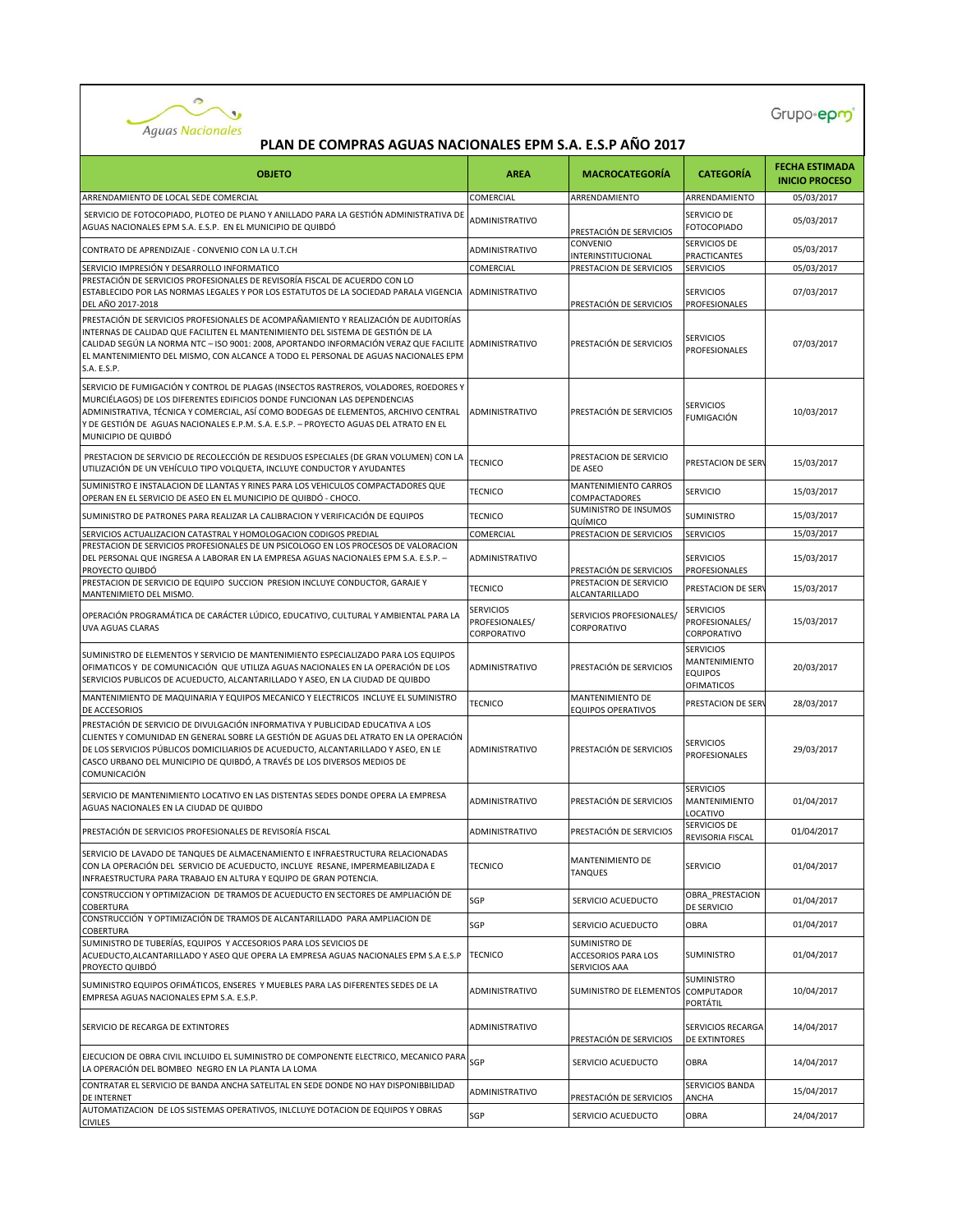# PLAN DE COMPRAS AGUAS NACIONALES EPM S.A. E.S.P AÑO 2017

| OBJETO | AREA | MACROCATEGORÍA | CATEGORÍA | FECHA ESTIMADA INICIO PROCESO |
|---|---|---|---|---|
| ARRENDAMIENTO DE LOCAL SEDE COMERCIAL | COMERCIAL | ARRENDAMIENTO | ARRENDAMIENTO | 05/03/2017 |
| SERVICIO DE FOTOCOPIADO, PLOTEO DE PLANO Y ANILLADO PARA LA GESTIÓN ADMINISTRATIVA DE AGUAS NACIONALES EPM S.A. E.S.P. EN EL MUNICIPIO DE QUIBDÓ | ADMINISTRATIVO | PRESTACIÓN DE SERVICIOS | SERVICIO DE FOTOCOPIADO | 05/03/2017 |
| CONTRATO DE APRENDIZAJE - CONVENIO CON LA U.T.CH | ADMINISTRATIVO | CONVENIO INTERINSTITUCIONAL | SERVICIOS DE PRACTICANTES | 05/03/2017 |
| SERVICIO IMPRESIÓN Y DESARROLLO INFORMATICO | COMERCIAL | PRESTACION DE SERVICIOS | SERVICIOS | 05/03/2017 |
| PRESTACIÓN DE SERVICIOS PROFESIONALES DE REVISORÍA FISCAL DE ACUERDO CON LO ESTABLECIDO POR LAS NORMAS LEGALES Y POR LOS ESTATUTOS DE LA SOCIEDAD PARALA VIGENCIA DEL AÑO 2017-2018 | ADMINISTRATIVO | PRESTACIÓN DE SERVICIOS | SERVICIOS PROFESIONALES | 07/03/2017 |
| PRESTACIÓN DE SERVICIOS PROFESIONALES DE ACOMPAÑAMIENTO Y REALIZACIÓN DE AUDITORÍAS INTERNAS DE CALIDAD QUE FACILITEN EL MANTENIMIENTO DEL SISTEMA DE GESTIÓN DE LA CALIDAD SEGÚN LA NORMA NTC – ISO 9001: 2008, APORTANDO INFORMACIÓN VERAZ QUE FACILITE EL MANTENIMIENTO DEL MISMO, CON ALCANCE A TODO EL PERSONAL DE AGUAS NACIONALES EPM S.A. E.S.P. | ADMINISTRATIVO | PRESTACIÓN DE SERVICIOS | SERVICIOS PROFESIONALES | 07/03/2017 |
| SERVICIO DE FUMIGACIÓN Y CONTROL DE PLAGAS (INSECTOS RASTREROS, VOLADORES, ROEDORES Y MURCIÉLAGOS) DE LOS DIFERENTES EDIFICIOS DONDE FUNCIONAN LAS DEPENDENCIAS ADMINISTRATIVA, TÉCNICA Y COMERCIAL, ASÍ COMO BODEGAS DE ELEMENTOS, ARCHIVO CENTRAL Y DE GESTIÓN DE AGUAS NACIONALES E.P.M. S.A. E.S.P. – PROYECTO AGUAS DEL ATRATO EN EL MUNICIPIO DE QUIBDÓ | ADMINISTRATIVO | PRESTACIÓN DE SERVICIOS | SERVICIOS FUMIGACIÓN | 10/03/2017 |
| PRESTACION DE SERVICIO DE RECOLECCIÓN DE RESIDUOS ESPECIALES (DE GRAN VOLUMEN) CON LA UTILIZACIÓN DE UN VEHÍCULO TIPO VOLQUETA, INCLUYE CONDUCTOR Y AYUDANTES | TECNICO | PRESTACION DE SERVICIO DE ASEO | PRESTACION DE SERV | 15/03/2017 |
| SUMINISTRO E INSTALACION DE LLANTAS Y RINES PARA LOS VEHICULOS COMPACTADORES QUE OPERAN EN EL SERVICIO DE ASEO EN EL MUNICIPIO DE QUIBDÓ - CHOCO. | TECNICO | MANTENIMIENTO CARROS COMPACTADORES | SERVICIO | 15/03/2017 |
| SUMINISTRO DE PATRONES PARA REALIZAR LA CALIBRACION Y VERIFICACIÓN DE EQUIPOS | TECNICO | SUMINISTRO DE INSUMOS QUÍMICO | SUMINISTRO | 15/03/2017 |
| SERVICIOS ACTUALIZACION CATASTRAL Y HOMOLOGACION CODIGOS PREDIAL | COMERCIAL | PRESTACION DE SERVICIOS | SERVICIOS | 15/03/2017 |
| PRESTACION DE SERVICIOS PROFESIONALES DE UN PSICOLOGO EN LOS PROCESOS DE VALORACION DEL PERSONAL QUE INGRESA A LABORAR EN LA EMPRESA AGUAS NACIONALES EPM S.A. E.S.P. – PROYECTO QUIBDÓ | ADMINISTRATIVO | PRESTACIÓN DE SERVICIOS | SERVICIOS PROFESIONALES | 15/03/2017 |
| PRESTACION DE SERVICIO DE EQUIPO SUCCION PRESION INCLUYE CONDUCTOR, GARAJE Y MANTENIMIETO DEL MISMO. | TECNICO | PRESTACION DE SERVICIO ALCANTARILLADO | PRESTACION DE SERV | 15/03/2017 |
| OPERACIÓN PROGRAMÁTICA DE CARÁCTER LÚDICO, EDUCATIVO, CULTURAL Y AMBIENTAL PARA LA UVA AGUAS CLARAS | SERVICIOS PROFESIONALES/ CORPORATIVO | SERVICIOS PROFESIONALES/ CORPORATIVO | SERVICIOS PROFESIONALES/ CORPORATIVO | 15/03/2017 |
| SUMINISTRO DE ELEMENTOS Y SERVICIO DE MANTENIMIENTO ESPECIALIZADO PARA LOS EQUIPOS OFIMATICOS Y DE COMUNICACIÓN QUE UTILIZA AGUAS NACIONALES EN LA OPERACIÓN DE LOS SERVICIOS PUBLICOS DE ACUEDUCTO, ALCANTARILLADO Y ASEO, EN LA CIUDAD DE QUIBDO | ADMINISTRATIVO | PRESTACIÓN DE SERVICIOS | SERVICIOS MANTENIMIENTO EQUIPOS OFIMATICOS | 20/03/2017 |
| MANTENIMIENTO DE MAQUINARIA Y EQUIPOS MECANICO Y ELECTRICOS INCLUYE EL SUMINISTRO DE ACCESORIOS | TECNICO | MANTENIMIENTO DE EQUIPOS OPERATIVOS | PRESTACION DE SERV | 28/03/2017 |
| PRESTACIÓN DE SERVICIO DE DIVULGACIÓN INFORMATIVA Y PUBLICIDAD EDUCATIVA A LOS CLIENTES Y COMUNIDAD EN GENERAL SOBRE LA GESTIÓN DE AGUAS DEL ATRATO EN LA OPERACIÓN DE LOS SERVICIOS PÚBLICOS DOMICILIARIOS DE ACUEDUCTO, ALCANTARILLADO Y ASEO, EN LE CASCO URBANO DEL MUNICIPIO DE QUIBDÓ, A TRAVÉS DE LOS DIVERSOS MEDIOS DE COMUNICACIÓN | ADMINISTRATIVO | PRESTACIÓN DE SERVICIOS | SERVICIOS PROFESIONALES | 29/03/2017 |
| SERVICIO DE MANTENIMIENTO LOCATIVO EN LAS DISTENTAS SEDES DONDE OPERA LA EMPRESA AGUAS NACIONALES EN LA CIUDAD DE QUIBDO | ADMINISTRATIVO | PRESTACIÓN DE SERVICIOS | SERVICIOS MANTENIMIENTO LOCATIVO | 01/04/2017 |
| PRESTACIÓN DE SERVICIOS PROFESIONALES DE REVISORÍA FISCAL | ADMINISTRATIVO | PRESTACIÓN DE SERVICIOS | SERVICIOS DE REVISORIA FISCAL | 01/04/2017 |
| SERVICIO DE LAVADO DE TANQUES DE ALMACENAMIENTO E INFRAESTRUCTURA RELACIONADAS CON LA OPERACIÓN DEL SERVICIO DE ACUEDUCTO, INCLUYE RESANE, IMPERMEABILIZADA E INFRAESTRUCTURA PARA TRABAJO EN ALTURA Y EQUIPO DE GRAN POTENCIA. | TECNICO | MANTENIMIENTO DE TANQUES | SERVICIO | 01/04/2017 |
| CONSTRUCCION Y OPTIMIZACION DE TRAMOS DE ACUEDUCTO EN SECTORES DE AMPLIACIÓN DE COBERTURA | SGP | SERVICIO ACUEDUCTO | OBRA_PRESTACION DE SERVICIO | 01/04/2017 |
| CONSTRUCCIÓN Y OPTIMIZACIÓN DE TRAMOS DE ALCANTARILLADO PARA AMPLIACION DE COBERTURA | SGP | SERVICIO ACUEDUCTO | OBRA | 01/04/2017 |
| SUMINISTRO DE TUBERÍAS, EQUIPOS Y ACCESORIOS PARA LOS SEVICIOS DE ACUEDUCTO,ALCANTARILLADO Y ASEO QUE OPERA LA EMPRESA AGUAS NACIONALES EPM S.A E.S.P PROYECTO QUIBDÓ | TECNICO | SUMINISTRO DE ACCESORIOS PARA LOS SERVICIOS AAA | SUMINISTRO | 01/04/2017 |
| SUMINISTRO EQUIPOS OFIMÁTICOS, ENSERES Y MUEBLES PARA LAS DIFERENTES SEDES DE LA EMPRESA AGUAS NACIONALES EPM S.A. E.S.P. | ADMINISTRATIVO | SUMINISTRO DE ELEMENTOS | SUMINISTRO COMPUTADOR PORTÁTIL | 10/04/2017 |
| SERVICIO DE RECARGA DE EXTINTORES | ADMINISTRATIVO | PRESTACIÓN DE SERVICIOS | SERVICIOS RECARGA DE EXTINTORES | 14/04/2017 |
| EJECUCION DE OBRA CIVIL INCLUIDO EL SUMINISTRO DE COMPONENTE ELECTRICO, MECANICO PARA LA OPERACIÓN DEL BOMBEO NEGRO EN LA PLANTA LA LOMA | SGP | SERVICIO ACUEDUCTO | OBRA | 14/04/2017 |
| CONTRATAR EL SERVICIO DE BANDA ANCHA SATELITAL EN SEDE DONDE NO HAY DISPONIBBILIDAD DE INTERNET | ADMINISTRATIVO | PRESTACIÓN DE SERVICIOS | SERVICIOS BANDA ANCHA | 15/04/2017 |
| AUTOMATIZACION DE LOS SISTEMAS OPERATIVOS, INLCLUYE DOTACION DE EQUIPOS Y OBRAS CIVILES | SGP | SERVICIO ACUEDUCTO | OBRA | 24/04/2017 |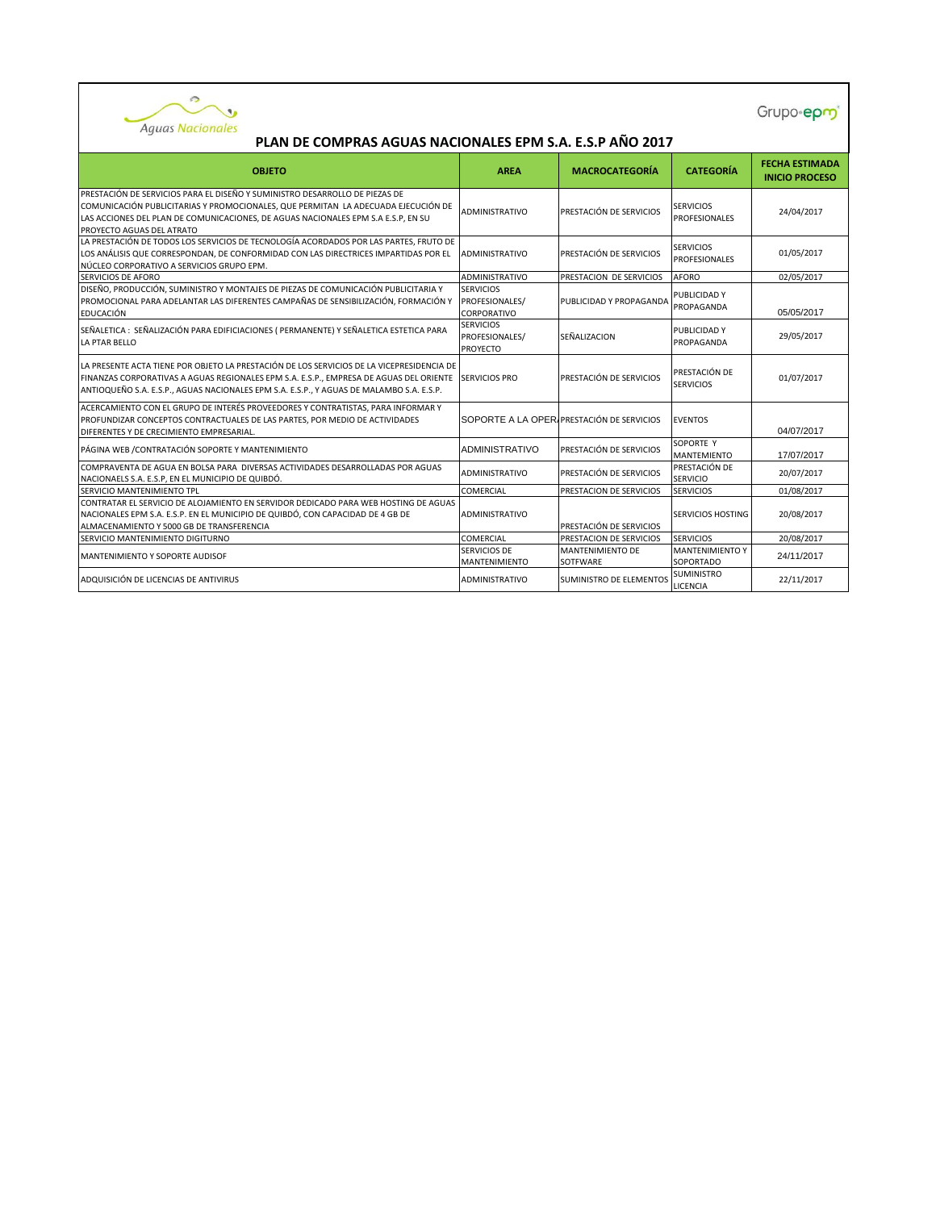Aguas Nacionales

Grupo-epm

# PLAN DE COMPRAS AGUAS NACIONALES EPM S.A. E.S.P AÑO 2017

| OBJETO | AREA | MACROCATEGORÍA | CATEGORÍA | FECHA ESTIMADA INICIO PROCESO |
|---|---|---|---|---|
| PRESTACIÓN DE SERVICIOS PARA EL DISEÑO Y SUMINISTRO DESARROLLO DE PIEZAS DE COMUNICACIÓN PUBLICITARIAS Y PROMOCIONALES, QUE PERMITAN LA ADECUADA EJECUCIÓN DE LAS ACCIONES DEL PLAN DE COMUNICACIONES, DE AGUAS NACIONALES EPM S.A E.S.P, EN SU PROYECTO AGUAS DEL ATRATO | ADMINISTRATIVO | PRESTACIÓN DE SERVICIOS | SERVICIOS PROFESIONALES | 24/04/2017 |
| LA PRESTACIÓN DE TODOS LOS SERVICIOS DE TECNOLOGÍA ACORDADOS POR LAS PARTES, FRUTO DE LOS ANÁLISIS QUE CORRESPONDAN, DE CONFORMIDAD CON LAS DIRECTRICES IMPARTIDAS POR EL NÚCLEO CORPORATIVO A SERVICIOS GRUPO EPM. | ADMINISTRATIVO | PRESTACIÓN DE SERVICIOS | SERVICIOS PROFESIONALES | 01/05/2017 |
| SERVICIOS DE AFORO | ADMINISTRATIVO | PRESTACION DE SERVICIOS | AFORO | 02/05/2017 |
| DISEÑO, PRODUCCIÓN, SUMINISTRO Y MONTAJES DE PIEZAS DE COMUNICACIÓN PUBLICITARIA Y PROMOCIONAL PARA ADELANTAR LAS DIFERENTES CAMPAÑAS DE SENSIBILIZACIÓN, FORMACIÓN Y EDUCACIÓN | SERVICIOS PROFESIONALES/ CORPORATIVO | PUBLICIDAD Y PROPAGANDA | PUBLICIDAD Y PROPAGANDA | 05/05/2017 |
| SEÑALETICA : SEÑALIZACIÓN PARA EDIFICIACIONES ( PERMANENTE) Y SEÑALETICA ESTETICA PARA LA PTAR BELLO | SERVICIOS PROFESIONALES/ PROYECTO | SEÑALIZACION | PUBLICIDAD Y PROPAGANDA | 29/05/2017 |
| LA PRESENTE ACTA TIENE POR OBJETO LA PRESTACIÓN DE LOS SERVICIOS DE LA VICEPRESIDENCIA DE FINANZAS CORPORATIVAS A AGUAS REGIONALES EPM S.A. E.S.P., EMPRESA DE AGUAS DEL ORIENTE ANTIOQUEÑO S.A. E.S.P., AGUAS NACIONALES EPM S.A. E.S.P., Y AGUAS DE MALAMBO S.A. E.S.P. | SERVICIOS PRO | PRESTACIÓN DE SERVICIOS | PRESTACIÓN DE SERVICIOS | 01/07/2017 |
| ACERCAMIENTO CON EL GRUPO DE INTERÉS PROVEEDORES Y CONTRATISTAS, PARA INFORMAR Y PROFUNDIZAR CONCEPTOS CONTRACTUALES DE LAS PARTES, POR MEDIO DE ACTIVIDADES DIFERENTES Y DE CRECIMIENTO EMPRESARIAL. | SOPORTE A LA OPER | PRESTACIÓN DE SERVICIOS | EVENTOS | 04/07/2017 |
| PÁGINA WEB /CONTRATACIÓN SOPORTE Y MANTENIMIENTO | ADMINISTRATIVO | PRESTACIÓN DE SERVICIOS | SOPORTE Y MANTEMIENTO | 17/07/2017 |
| COMPRAVENTA DE AGUA EN BOLSA PARA DIVERSAS ACTIVIDADES DESARROLLADAS POR AGUAS NACIONAELS S.A. E.S.P, EN EL MUNICIPIO DE QUIBDÓ. | ADMINISTRATIVO | PRESTACIÓN DE SERVICIOS | PRESTACIÓN DE SERVICIO | 20/07/2017 |
| SERVICIO MANTENIMIENTO TPL | COMERCIAL | PRESTACION DE SERVICIOS | SERVICIOS | 01/08/2017 |
| CONTRATAR EL SERVICIO DE ALOJAMIENTO EN SERVIDOR DEDICADO PARA WEB HOSTING DE AGUAS NACIONALES EPM S.A. E.S.P. EN EL MUNICIPIO DE QUIBDÓ, CON CAPACIDAD DE 4 GB DE ALMACENAMIENTO Y 5000 GB DE TRANSFERENCIA | ADMINISTRATIVO | PRESTACIÓN DE SERVICIOS | SERVICIOS HOSTING | 20/08/2017 |
| SERVICIO MANTENIMIENTO DIGITURNO | COMERCIAL | PRESTACION DE SERVICIOS | SERVICIOS | 20/08/2017 |
| MANTENIMIENTO Y SOPORTE AUDISOF | SERVICIOS DE MANTENIMIENTO | MANTENIMIENTO DE SOTFWARE | MANTENIMIENTO Y SOPORTADO | 24/11/2017 |
| ADQUISICIÓN DE LICENCIAS DE ANTIVIRUS | ADMINISTRATIVO | SUMINISTRO DE ELEMENTOS | SUMINISTRO LICENCIA | 22/11/2017 |